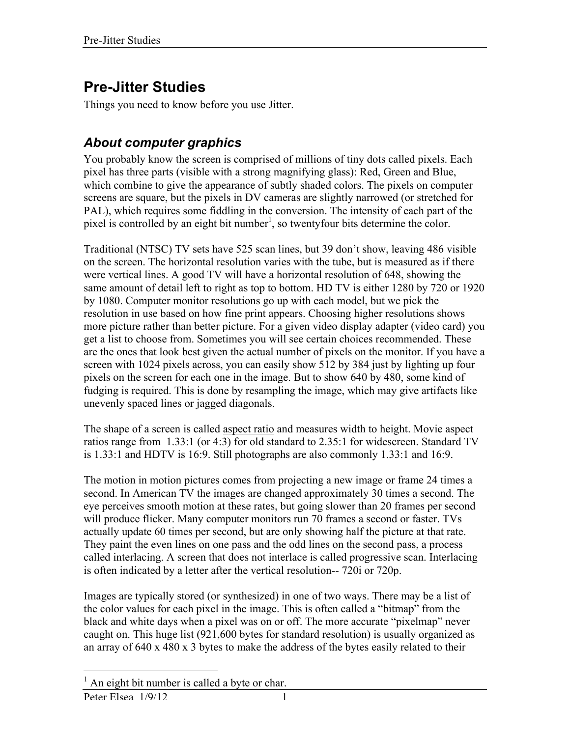# Pre-Jitter Studies

Things you need to know before you use Jitter.

## *About computer graphics*

You probably know the screen is comprised of millions of tiny dots called pixels. Each pixel has three parts (visible with a strong magnifying glass): Red, Green and Blue, which combine to give the appearance of subtly shaded colors. The pixels on computer screens are square, but the pixels in DV cameras are slightly narrowed (or stretched for PAL), which requires some fiddling in the conversion. The intensity of each part of the pixel is controlled by an eight bit number[1], so twentyfour bits determine the color.

Traditional (NTSC) TV sets have 525 scan lines, but 39 don't show, leaving 486 visible on the screen. The horizontal resolution varies with the tube, but is measured as if there were vertical lines. A good TV will have a horizontal resolution of 648, showing the same amount of detail left to right as top to bottom. HD TV is either 1280 by 720 or 1920 by 1080. Computer monitor resolutions go up with each model, but we pick the resolution in use based on how fine print appears. Choosing higher resolutions shows more picture rather than better picture. For a given video display adapter (video card) you get a list to choose from. Sometimes you will see certain choices recommended. These are the ones that look best given the actual number of pixels on the monitor. If you have a screen with 1024 pixels across, you can easily show 512 by 384 just by lighting up four pixels on the screen for each one in the image. But to show 640 by 480, some kind of fudging is required. This is done by resampling the image, which may give artifacts like unevenly spaced lines or jagged diagonals.

The shape of a screen is called <u>aspect ratio</u> and measures width to height. Movie aspect ratios range from 1.33:1 (or 4:3) for old standard to 2.35:1 for widescreen. Standard TV is 1.33:1 and HDTV is 16:9. Still photographs are also commonly 1.33:1 and 16:9.

The motion in motion pictures comes from projecting a new image or frame 24 times a second. In American TV the images are changed approximately 30 times a second. The eye perceives smooth motion at these rates, but going slower than 20 frames per second will produce flicker. Many computer monitors run 70 frames a second or faster. TVs actually update 60 times per second, but are only showing half the picture at that rate. They paint the even lines on one pass and the odd lines on the second pass, a process called interlacing. A screen that does not interlace is called progressive scan. Interlacing is often indicated by a letter after the vertical resolution-- 720i or 720p.

Images are typically stored (or synthesized) in one of two ways. There may be a list of the color values for each pixel in the image. This is often called a "bitmap" from the black and white days when a pixel was on or off. The more accurate "pixelmap" never caught on. This huge list (921,600 bytes for standard resolution) is usually organized as an array of 640 x 480 x 3 bytes to make the address of the bytes easily related to their

[1] An eight bit number is called a byte or char.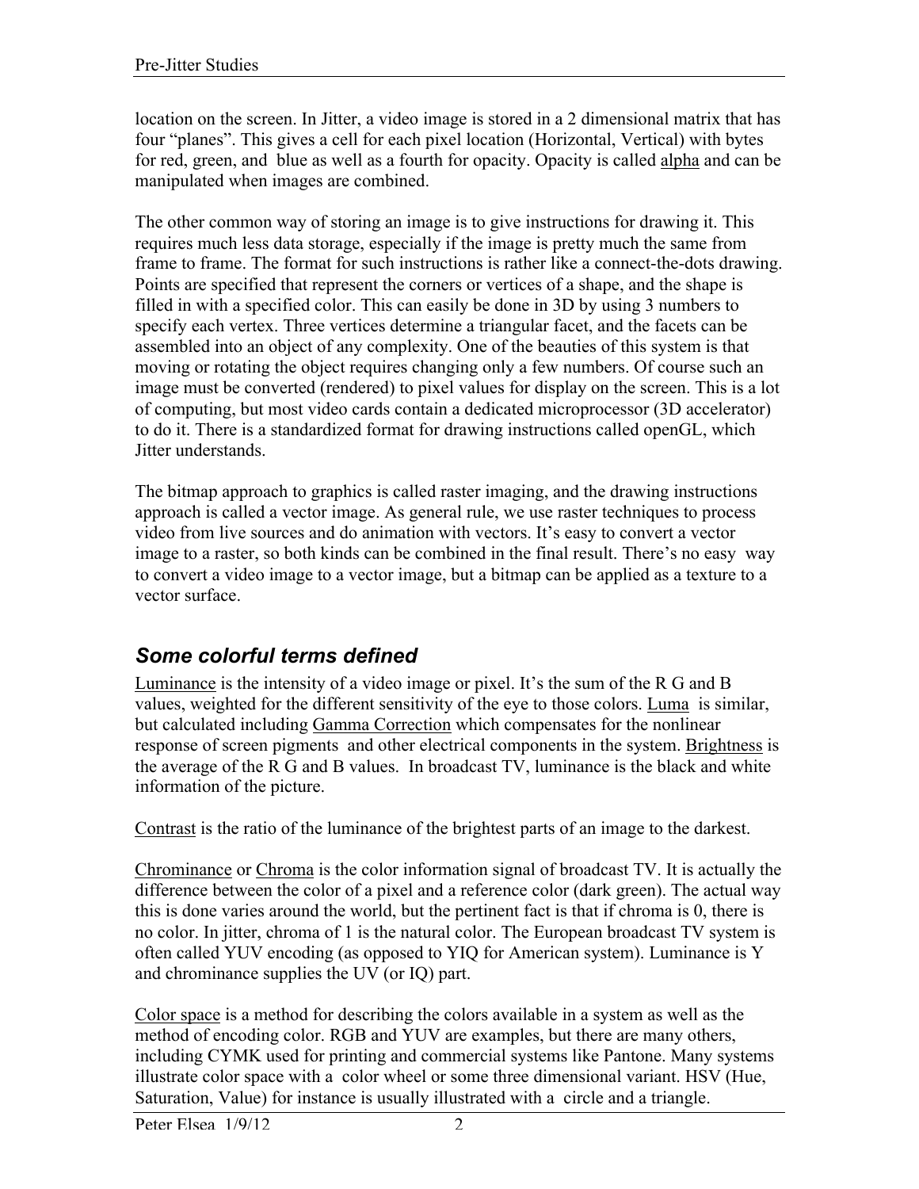location on the screen. In Jitter, a video image is stored in a 2 dimensional matrix that has four “planes”. This gives a cell for each pixel location (Horizontal, Vertical) with bytes for red, green, and blue as well as a fourth for opacity. Opacity is called alpha and can be manipulated when images are combined.

The other common way of storing an image is to give instructions for drawing it. This requires much less data storage, especially if the image is pretty much the same from frame to frame. The format for such instructions is rather like a connect-the-dots drawing. Points are specified that represent the corners or vertices of a shape, and the shape is filled in with a specified color. This can easily be done in 3D by using 3 numbers to specify each vertex. Three vertices determine a triangular facet, and the facets can be assembled into an object of any complexity. One of the beauties of this system is that moving or rotating the object requires changing only a few numbers. Of course such an image must be converted (rendered) to pixel values for display on the screen. This is a lot of computing, but most video cards contain a dedicated microprocessor (3D accelerator) to do it. There is a standardized format for drawing instructions called openGL, which Jitter understands.

The bitmap approach to graphics is called raster imaging, and the drawing instructions approach is called a vector image. As general rule, we use raster techniques to process video from live sources and do animation with vectors. It’s easy to convert a vector image to a raster, so both kinds can be combined in the final result. There’s no easy way to convert a video image to a vector image, but a bitmap can be applied as a texture to a vector surface.

## *Some colorful terms defined*

Luminance is the intensity of a video image or pixel. It’s the sum of the R G and B values, weighted for the different sensitivity of the eye to those colors. Luma is similar, but calculated including Gamma Correction which compensates for the nonlinear response of screen pigments and other electrical components in the system. Brightness is the average of the R G and B values. In broadcast TV, luminance is the black and white information of the picture.

Contrast is the ratio of the luminance of the brightest parts of an image to the darkest.

Chrominance or Chroma is the color information signal of broadcast TV. It is actually the difference between the color of a pixel and a reference color (dark green). The actual way this is done varies around the world, but the pertinent fact is that if chroma is 0, there is no color. In jitter, chroma of 1 is the natural color. The European broadcast TV system is often called YUV encoding (as opposed to YIQ for American system). Luminance is Y and chrominance supplies the UV (or IQ) part.

Color space is a method for describing the colors available in a system as well as the method of encoding color. RGB and YUV are examples, but there are many others, including CYMK used for printing and commercial systems like Pantone. Many systems illustrate color space with a color wheel or some three dimensional variant. HSV (Hue, Saturation, Value) for instance is usually illustrated with a circle and a triangle.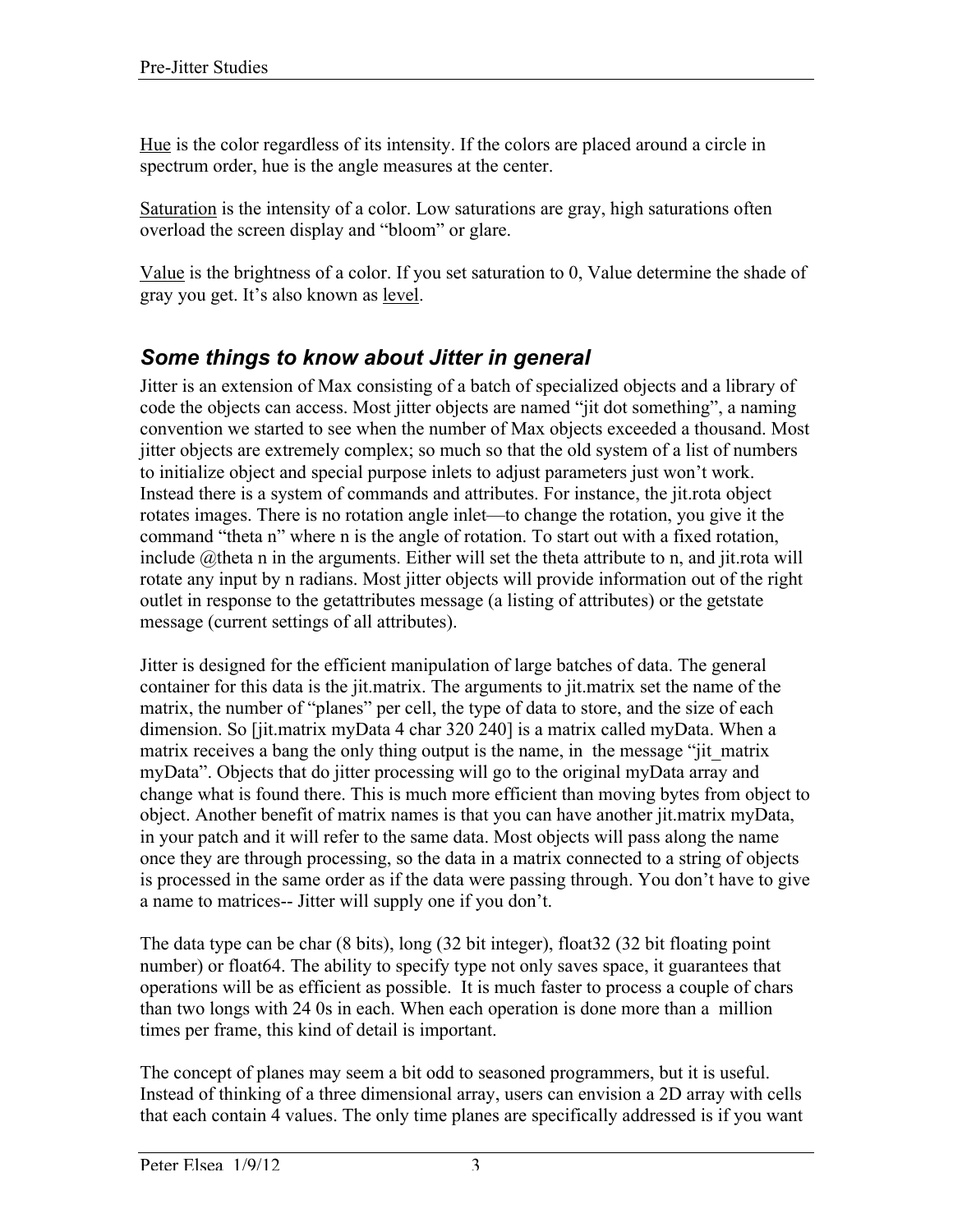Hue is the color regardless of its intensity. If the colors are placed around a circle in spectrum order, hue is the angle measures at the center.

Saturation is the intensity of a color. Low saturations are gray, high saturations often overload the screen display and "bloom" or glare.

Value is the brightness of a color. If you set saturation to 0, Value determine the shade of gray you get. It's also known as level.

## *Some things to know about Jitter in general*

Jitter is an extension of Max consisting of a batch of specialized objects and a library of code the objects can access. Most jitter objects are named "jit dot something", a naming convention we started to see when the number of Max objects exceeded a thousand. Most jitter objects are extremely complex; so much so that the old system of a list of numbers to initialize object and special purpose inlets to adjust parameters just won't work. Instead there is a system of commands and attributes. For instance, the jit.rota object rotates images. There is no rotation angle inlet—to change the rotation, you give it the command "theta n" where n is the angle of rotation. To start out with a fixed rotation, include @theta n in the arguments. Either will set the theta attribute to n, and jit.rota will rotate any input by n radians. Most jitter objects will provide information out of the right outlet in response to the getattributes message (a listing of attributes) or the getstate message (current settings of all attributes).

Jitter is designed for the efficient manipulation of large batches of data. The general container for this data is the jit.matrix. The arguments to jit.matrix set the name of the matrix, the number of "planes" per cell, the type of data to store, and the size of each dimension. So [jit.matrix myData 4 char 320 240] is a matrix called myData. When a matrix receives a bang the only thing output is the name, in the message "jit_matrix myData". Objects that do jitter processing will go to the original myData array and change what is found there. This is much more efficient than moving bytes from object to object. Another benefit of matrix names is that you can have another jit.matrix myData, in your patch and it will refer to the same data. Most objects will pass along the name once they are through processing, so the data in a matrix connected to a string of objects is processed in the same order as if the data were passing through. You don't have to give a name to matrices-- Jitter will supply one if you don't.

The data type can be char (8 bits), long (32 bit integer), float32 (32 bit floating point number) or float64. The ability to specify type not only saves space, it guarantees that operations will be as efficient as possible. It is much faster to process a couple of chars than two longs with 24 0s in each. When each operation is done more than a million times per frame, this kind of detail is important.

The concept of planes may seem a bit odd to seasoned programmers, but it is useful. Instead of thinking of a three dimensional array, users can envision a 2D array with cells that each contain 4 values. The only time planes are specifically addressed is if you want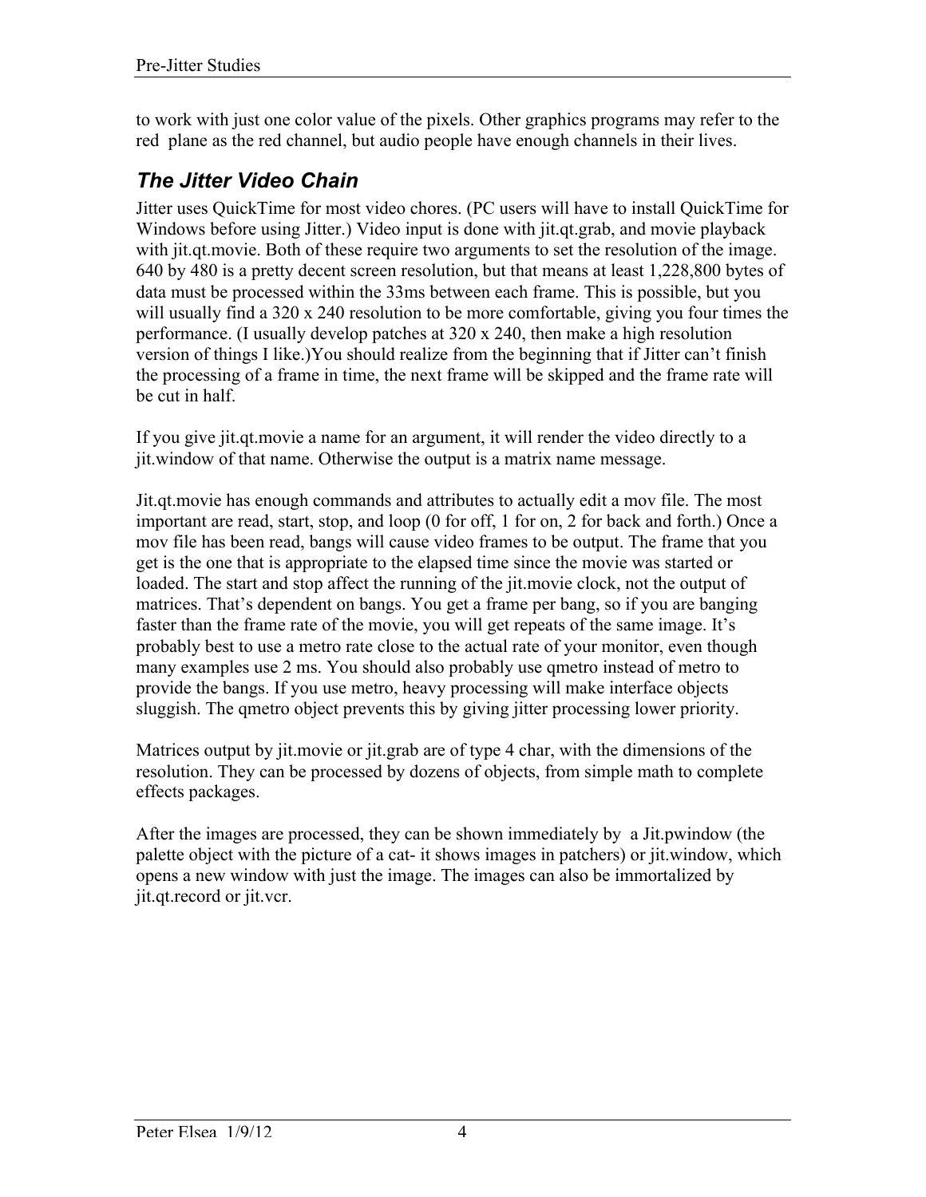to work with just one color value of the pixels. Other graphics programs may refer to the red plane as the red channel, but audio people have enough channels in their lives.

## *The Jitter Video Chain*

Jitter uses QuickTime for most video chores. (PC users will have to install QuickTime for Windows before using Jitter.) Video input is done with jit.qt.grab, and movie playback with jit.qt.movie. Both of these require two arguments to set the resolution of the image. 640 by 480 is a pretty decent screen resolution, but that means at least 1,228,800 bytes of data must be processed within the 33ms between each frame. This is possible, but you will usually find a 320 x 240 resolution to be more comfortable, giving you four times the performance. (I usually develop patches at 320 x 240, then make a high resolution version of things I like.)You should realize from the beginning that if Jitter can't finish the processing of a frame in time, the next frame will be skipped and the frame rate will be cut in half.

If you give jit.qt.movie a name for an argument, it will render the video directly to a jit.window of that name. Otherwise the output is a matrix name message.

Jit.qt.movie has enough commands and attributes to actually edit a mov file. The most important are read, start, stop, and loop (0 for off, 1 for on, 2 for back and forth.) Once a mov file has been read, bangs will cause video frames to be output. The frame that you get is the one that is appropriate to the elapsed time since the movie was started or loaded. The start and stop affect the running of the jit.movie clock, not the output of matrices. That's dependent on bangs. You get a frame per bang, so if you are banging faster than the frame rate of the movie, you will get repeats of the same image. It's probably best to use a metro rate close to the actual rate of your monitor, even though many examples use 2 ms. You should also probably use qmetro instead of metro to provide the bangs. If you use metro, heavy processing will make interface objects sluggish. The qmetro object prevents this by giving jitter processing lower priority.

Matrices output by jit.movie or jit.grab are of type 4 char, with the dimensions of the resolution. They can be processed by dozens of objects, from simple math to complete effects packages.

After the images are processed, they can be shown immediately by a Jit.pwindow (the palette object with the picture of a cat- it shows images in patchers) or jit.window, which opens a new window with just the image. The images can also be immortalized by jit.qt.record or jit.vcr.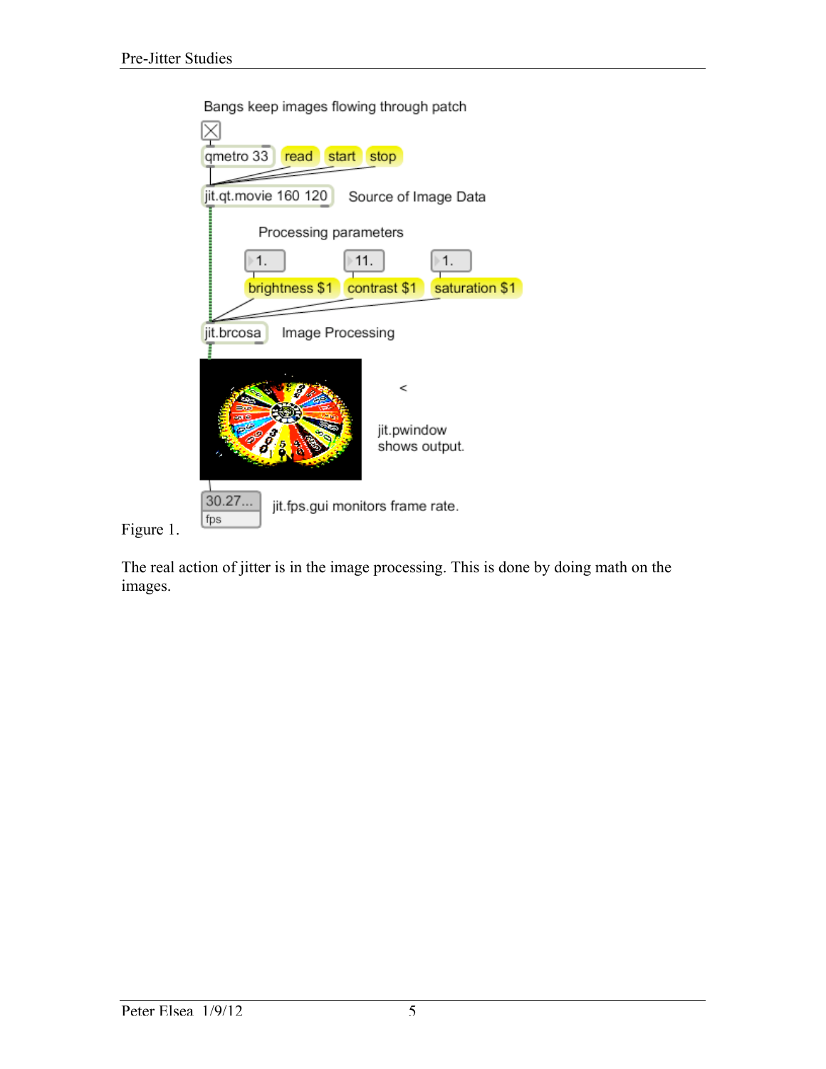Figure 1.

The real action of jitter is in the image processing. This is done by doing math on the images.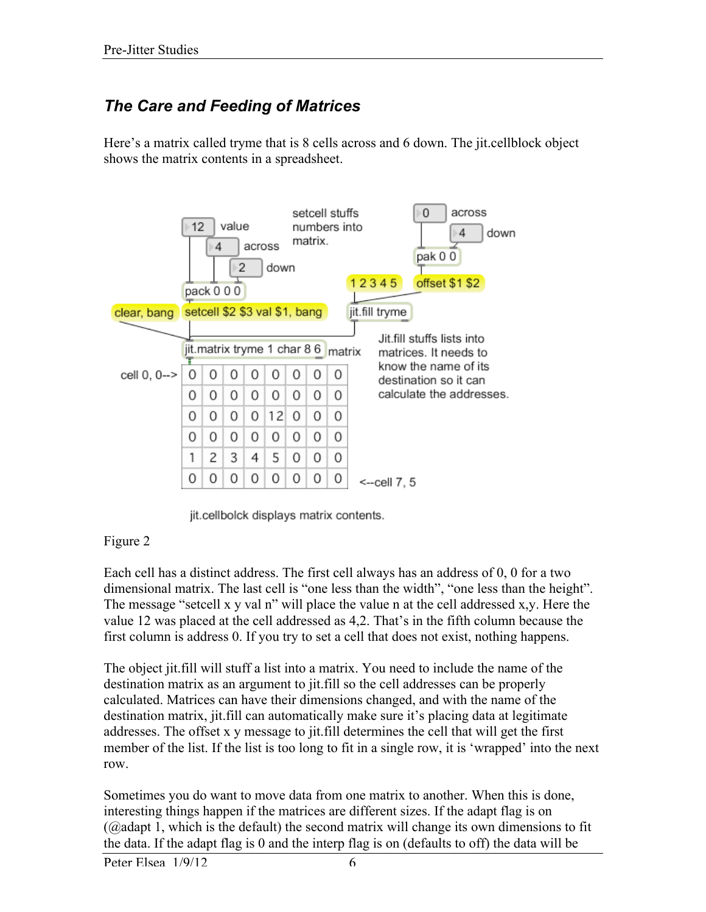## *The Care and Feeding of Matrices*

Here's a matrix called tryme that is 8 cells across and 6 down. The jit.cellblock object shows the matrix contents in a spreadsheet.

Figure 2

Each cell has a distinct address. The first cell always has an address of 0, 0 for a two dimensional matrix. The last cell is "one less than the width", "one less than the height". The message "setcell x y val n" will place the value n at the cell addressed x,y. Here the value 12 was placed at the cell addressed as 4,2. That's in the fifth column because the first column is address 0. If you try to set a cell that does not exist, nothing happens.

The object jit.fill will stuff a list into a matrix. You need to include the name of the destination matrix as an argument to jit.fill so the cell addresses can be properly calculated. Matrices can have their dimensions changed, and with the name of the destination matrix, jit.fill can automatically make sure it's placing data at legitimate addresses. The offset x y message to jit.fill determines the cell that will get the first member of the list. If the list is too long to fit in a single row, it is 'wrapped' into the next row.

Sometimes you do want to move data from one matrix to another. When this is done, interesting things happen if the matrices are different sizes. If the adapt flag is on (@adapt 1, which is the default) the second matrix will change its own dimensions to fit the data. If the adapt flag is 0 and the interp flag is on (defaults to off) the data will be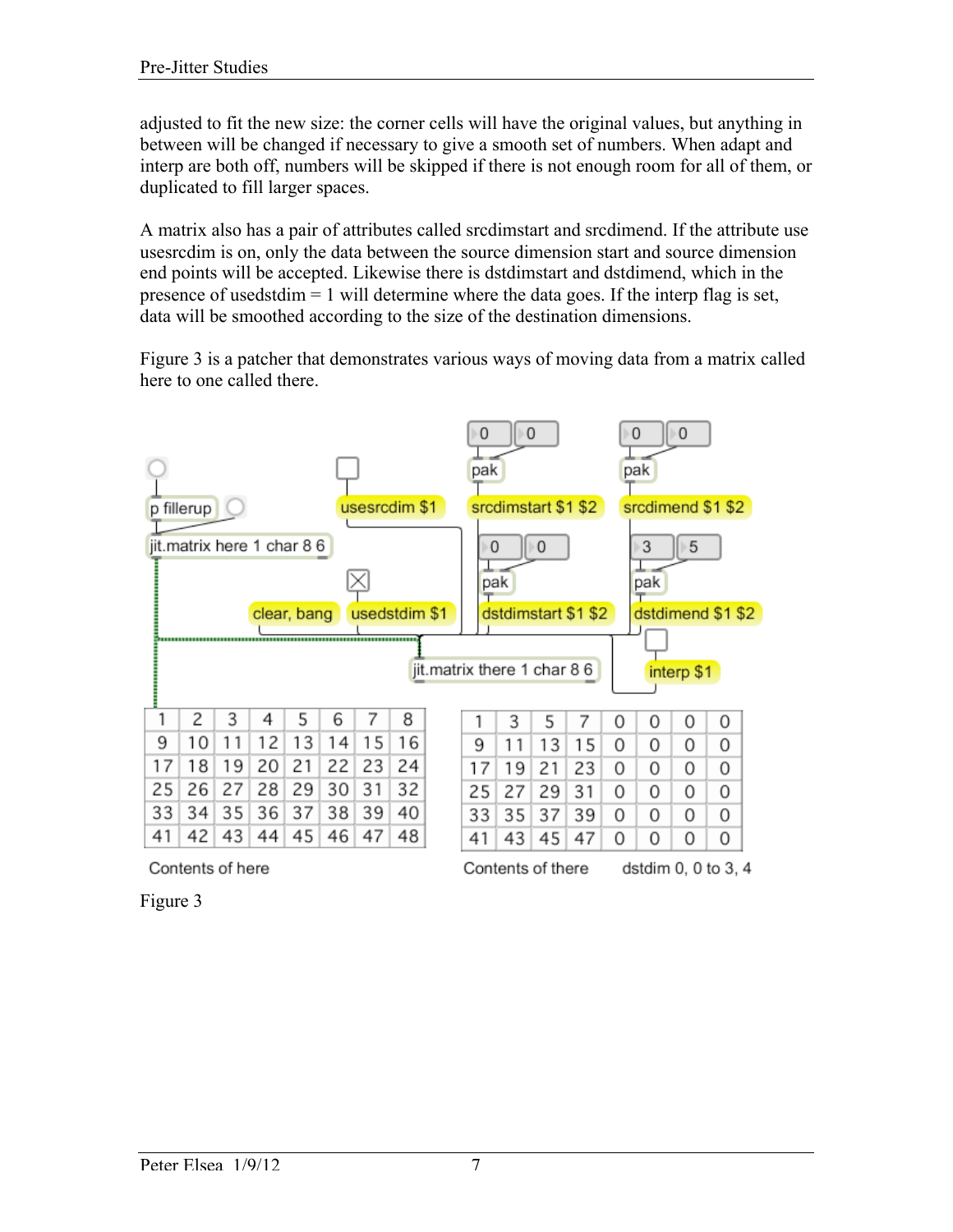adjusted to fit the new size: the corner cells will have the original values, but anything in between will be changed if necessary to give a smooth set of numbers. When adapt and interp are both off, numbers will be skipped if there is not enough room for all of them, or duplicated to fill larger spaces.

A matrix also has a pair of attributes called srcdimstart and srcdimend. If the attribute use usesrcdim is on, only the data between the source dimension start and source dimension end points will be accepted. Likewise there is dstdimstart and dstdimend, which in the presence of usedstdim = 1 will determine where the data goes. If the interp flag is set, data will be smoothed according to the size of the destination dimensions.

Figure 3 is a patcher that demonstrates various ways of moving data from a matrix called here to one called there.

p fillerup

jit.matrix here 1 char 8 6

usesrcdim $1

srcdimstart $1 $2

srcdimend $1 $2

clear, bang

usedstdim $1

dstdimstart $1 $2

dstdimend $1 $2

jit.matrix there 1 char 8 6

interp $1

| 1 | 2 | 3 | 4 | 5 | 6 | 7 | 8 |
|---|---|---|---|---|---|---|---|
| 9 | 10 | 11 | 12 | 13 | 14 | 15 | 16 |
| 17 | 18 | 19 | 20 | 21 | 22 | 23 | 24 |
| 25 | 26 | 27 | 28 | 29 | 30 | 31 | 32 |
| 33 | 34 | 35 | 36 | 37 | 38 | 39 | 40 |
| 41 | 42 | 43 | 44 | 45 | 46 | 47 | 48 |

Contents of here

| 1 | 3 | 5 | 7 | 0 | 0 | 0 | 0 |
|---|---|---|---|---|---|---|---|
| 9 | 11 | 13 | 15 | 0 | 0 | 0 | 0 |
| 17 | 19 | 21 | 23 | 0 | 0 | 0 | 0 |
| 25 | 27 | 29 | 31 | 0 | 0 | 0 | 0 |
| 33 | 35 | 37 | 39 | 0 | 0 | 0 | 0 |
| 41 | 43 | 45 | 47 | 0 | 0 | 0 | 0 |

Contents of there    dstdim 0, 0 to 3, 4

Figure 3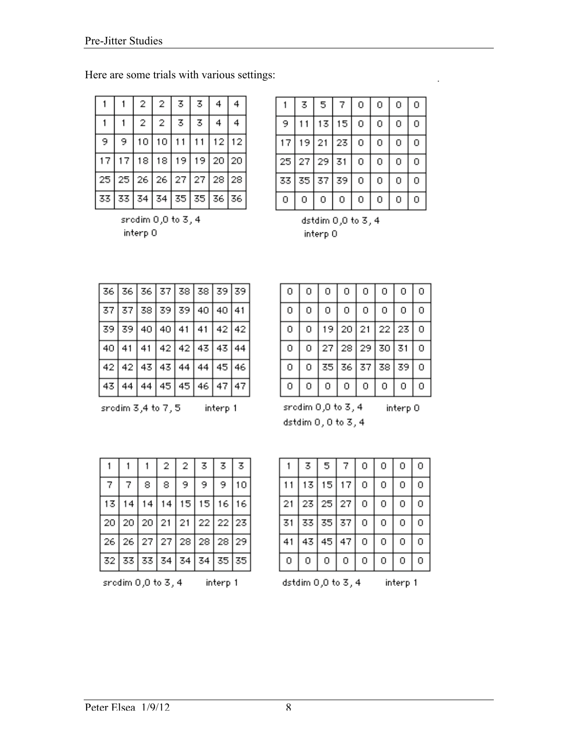Here are some trials with various settings:

| 1 | 1 | 2 | 2 | 3 | 3 | 4 | 4 |
|---|---|---|---|---|---|---|---|
| 1 | 1 | 2 | 2 | 3 | 3 | 4 | 4 |
| 9 | 9 | 10 | 10 | 11 | 11 | 12 | 12 |
| 17 | 17 | 18 | 18 | 19 | 19 | 20 | 20 |
| 25 | 25 | 26 | 26 | 27 | 27 | 28 | 28 |
| 33 | 33 | 34 | 34 | 35 | 35 | 36 | 36 |

srcdim 0,0 to 3, 4
interp 0

| 1 | 3 | 5 | 7 | 0 | 0 | 0 | 0 |
|---|---|---|---|---|---|---|---|
| 9 | 11 | 13 | 15 | 0 | 0 | 0 | 0 |
| 17 | 19 | 21 | 23 | 0 | 0 | 0 | 0 |
| 25 | 27 | 29 | 31 | 0 | 0 | 0 | 0 |
| 33 | 35 | 37 | 39 | 0 | 0 | 0 | 0 |
| 0 | 0 | 0 | 0 | 0 | 0 | 0 | 0 |

dstdim 0,0 to 3, 4
interp 0

| 36 | 36 | 36 | 37 | 38 | 38 | 39 | 39 |
|---|---|---|---|---|---|---|---|
| 37 | 37 | 38 | 39 | 39 | 40 | 40 | 41 |
| 39 | 39 | 40 | 40 | 41 | 41 | 42 | 42 |
| 40 | 41 | 41 | 42 | 42 | 43 | 43 | 44 |
| 42 | 42 | 43 | 43 | 44 | 44 | 45 | 46 |
| 43 | 44 | 44 | 45 | 45 | 46 | 47 | 47 |

srcdim 3,4 to 7, 5 interp 1

| 0 | 0 | 0 | 0 | 0 | 0 | 0 | 0 |
|---|---|---|---|---|---|---|---|
| 0 | 0 | 0 | 0 | 0 | 0 | 0 | 0 |
| 0 | 0 | 19 | 20 | 21 | 22 | 23 | 0 |
| 0 | 0 | 27 | 28 | 29 | 30 | 31 | 0 |
| 0 | 0 | 35 | 36 | 37 | 38 | 39 | 0 |
| 0 | 0 | 0 | 0 | 0 | 0 | 0 | 0 |

srcdim 0,0 to 3, 4 interp 0
dstdim 0, 0 to 3, 4

| 1 | 1 | 1 | 2 | 2 | 3 | 3 | 3 |
|---|---|---|---|---|---|---|---|
| 7 | 7 | 8 | 8 | 9 | 9 | 9 | 10 |
| 13 | 14 | 14 | 14 | 15 | 15 | 16 | 16 |
| 20 | 20 | 20 | 21 | 21 | 22 | 22 | 23 |
| 26 | 26 | 27 | 27 | 28 | 28 | 28 | 29 |
| 32 | 33 | 33 | 34 | 34 | 34 | 35 | 35 |

srcdim 0,0 to 3, 4 interp 1

| 1 | 3 | 5 | 7 | 0 | 0 | 0 | 0 |
|---|---|---|---|---|---|---|---|
| 11 | 13 | 15 | 17 | 0 | 0 | 0 | 0 |
| 21 | 23 | 25 | 27 | 0 | 0 | 0 | 0 |
| 31 | 33 | 35 | 37 | 0 | 0 | 0 | 0 |
| 41 | 43 | 45 | 47 | 0 | 0 | 0 | 0 |
| 0 | 0 | 0 | 0 | 0 | 0 | 0 | 0 |

dstdim 0,0 to 3, 4 interp 1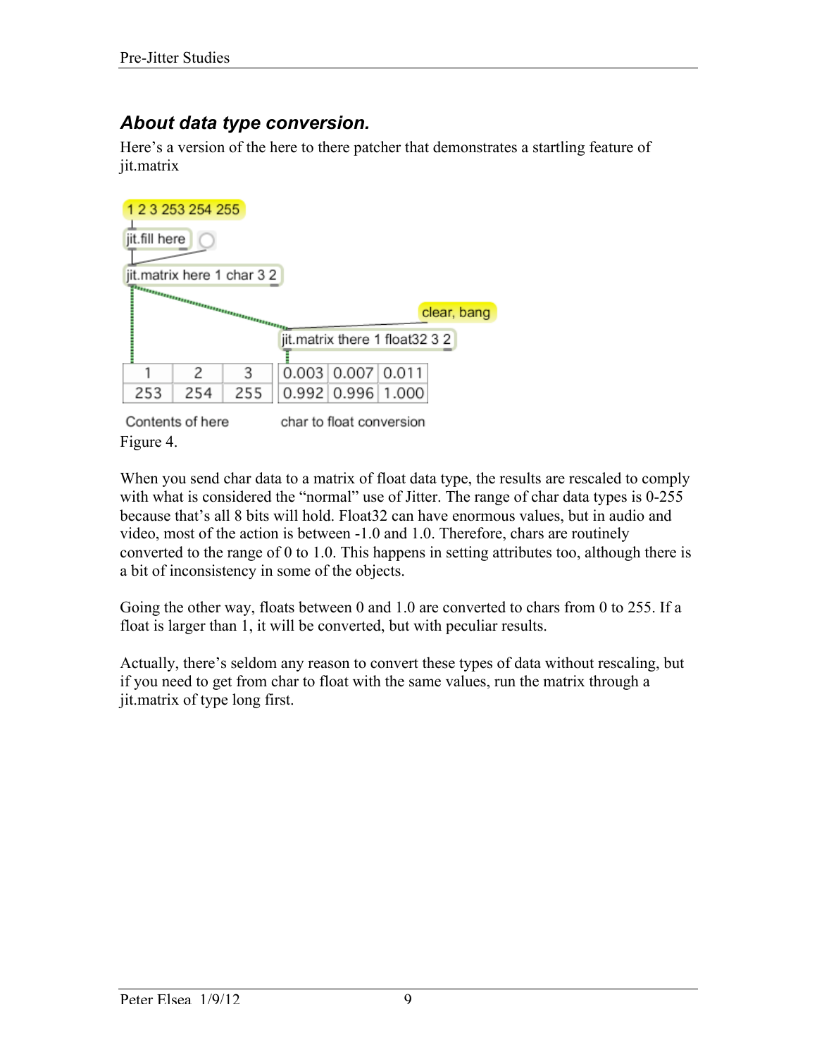### *About data type conversion.*

Here's a version of the here to there patcher that demonstrates a startling feature of jit.matrix

Figure 4.

When you send char data to a matrix of float data type, the results are rescaled to comply with what is considered the "normal" use of Jitter. The range of char data types is 0-255 because that's all 8 bits will hold. Float32 can have enormous values, but in audio and video, most of the action is between -1.0 and 1.0. Therefore, chars are routinely converted to the range of 0 to 1.0. This happens in setting attributes too, although there is a bit of inconsistency in some of the objects.

Going the other way, floats between 0 and 1.0 are converted to chars from 0 to 255. If a float is larger than 1, it will be converted, but with peculiar results.

Actually, there's seldom any reason to convert these types of data without rescaling, but if you need to get from char to float with the same values, run the matrix through a jit.matrix of type long first.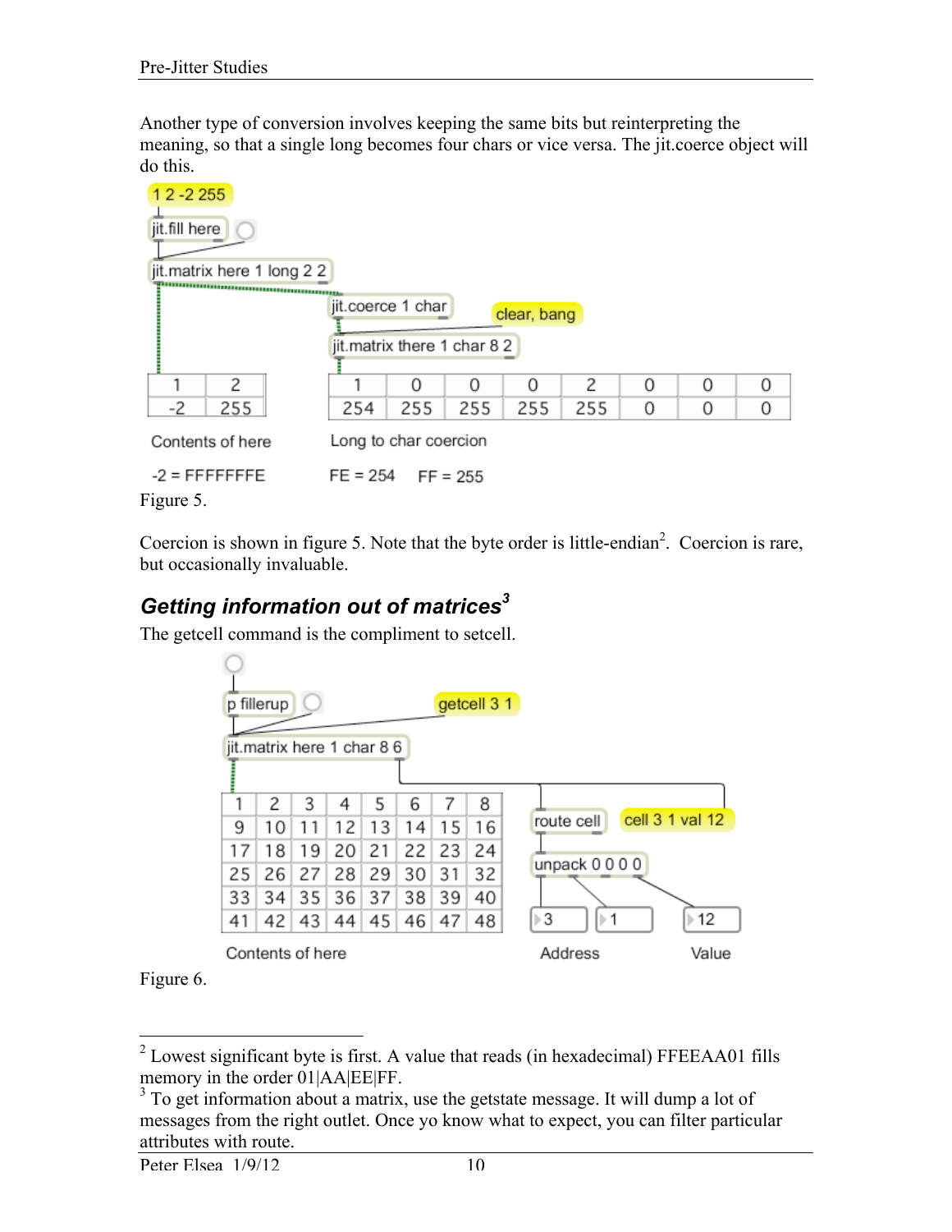Another type of conversion involves keeping the same bits but reinterpreting the meaning, so that a single long becomes four chars or vice versa. The jit.coerce object will do this.

1 2 -2 255

jit.fill here

jit.matrix here 1 long 2 2

jit.coerce 1 char

clear, bang

jit.matrix there 1 char 8 2

| 1 | 2 |
|---|---|
| -2 | 255 |

| 1 | 0 | 0 | 0 | 2 | 0 | 0 | 0 |
|---|---|---|---|---|---|---|---|
| 254 | 255 | 255 | 255 | 255 | 0 | 0 | 0 |

Contents of here

Long to char coercion

-2 = FFFFFFFE

FE = 254  FF = 255

Figure 5.

Coercion is shown in figure 5. Note that the byte order is little-endian[2]. Coercion is rare, but occasionally invaluable.

## *Getting information out of matrices*[3]

The getcell command is the compliment to setcell.

p fillerup

getcell 3 1

jit.matrix here 1 char 8 6

| 1 | 2 | 3 | 4 | 5 | 6 | 7 | 8 |
|---|---|---|---|---|---|---|---|
| 9 | 10 | 11 | 12 | 13 | 14 | 15 | 16 |
| 17 | 18 | 19 | 20 | 21 | 22 | 23 | 24 |
| 25 | 26 | 27 | 28 | 29 | 30 | 31 | 32 |
| 33 | 34 | 35 | 36 | 37 | 38 | 39 | 40 |
| 41 | 42 | 43 | 44 | 45 | 46 | 47 | 48 |

route cell

cell 3 1 val 12

unpack 0 0 0 0

3  1  12

Contents of here

Address

Value

Figure 6.

---

[2] Lowest significant byte is first. A value that reads (in hexadecimal) FFEEAA01 fills memory in the order 01|AA|EE|FF.

[3] To get information about a matrix, use the getstate message. It will dump a lot of messages from the right outlet. Once yo know what to expect, you can filter particular attributes with route.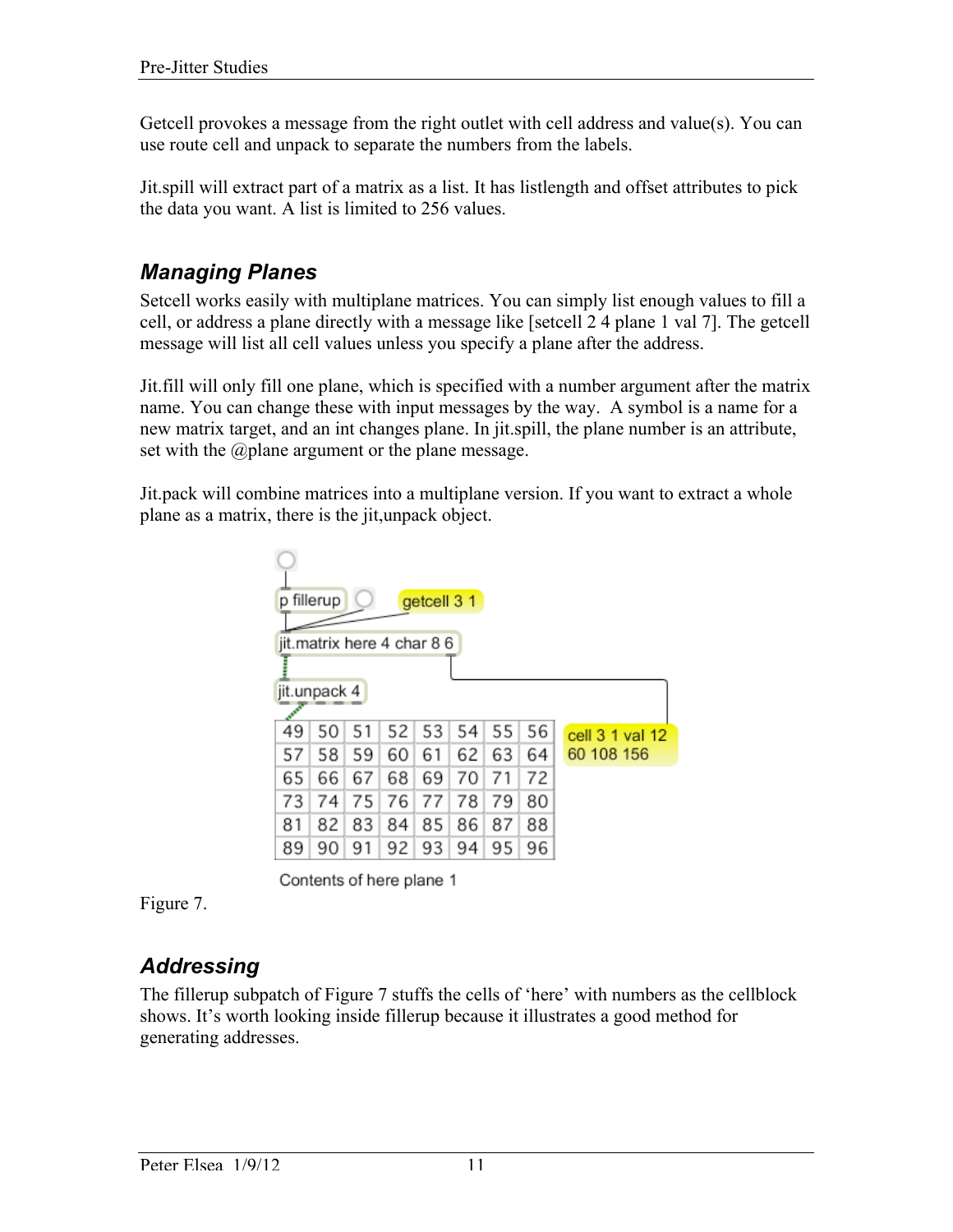Getcell provokes a message from the right outlet with cell address and value(s). You can use route cell and unpack to separate the numbers from the labels.

Jit.spill will extract part of a matrix as a list. It has listlength and offset attributes to pick the data you want. A list is limited to 256 values.

## *Managing Planes*

Setcell works easily with multiplane matrices. You can simply list enough values to fill a cell, or address a plane directly with a message like [setcell 2 4 plane 1 val 7]. The getcell message will list all cell values unless you specify a plane after the address.

Jit.fill will only fill one plane, which is specified with a number argument after the matrix name. You can change these with input messages by the way. A symbol is a name for a new matrix target, and an int changes plane. In jit.spill, the plane number is an attribute, set with the @plane argument or the plane message.

Jit.pack will combine matrices into a multiplane version. If you want to extract a whole plane as a matrix, there is the jit,unpack object.

p fillerup

getcell 3 1

jit.matrix here 4 char 8 6

jit.unpack 4

| 49 | 50 | 51 | 52 | 53 | 54 | 55 | 56 |
|---|---|---|---|---|---|---|---|
| 57 | 58 | 59 | 60 | 61 | 62 | 63 | 64 |
| 65 | 66 | 67 | 68 | 69 | 70 | 71 | 72 |
| 73 | 74 | 75 | 76 | 77 | 78 | 79 | 80 |
| 81 | 82 | 83 | 84 | 85 | 86 | 87 | 88 |
| 89 | 90 | 91 | 92 | 93 | 94 | 95 | 96 |

cell 3 1 val 12 60 108 156

Contents of here plane 1

Figure 7.

## *Addressing*

The fillerup subpatch of Figure 7 stuffs the cells of 'here' with numbers as the cellblock shows. It's worth looking inside fillerup because it illustrates a good method for generating addresses.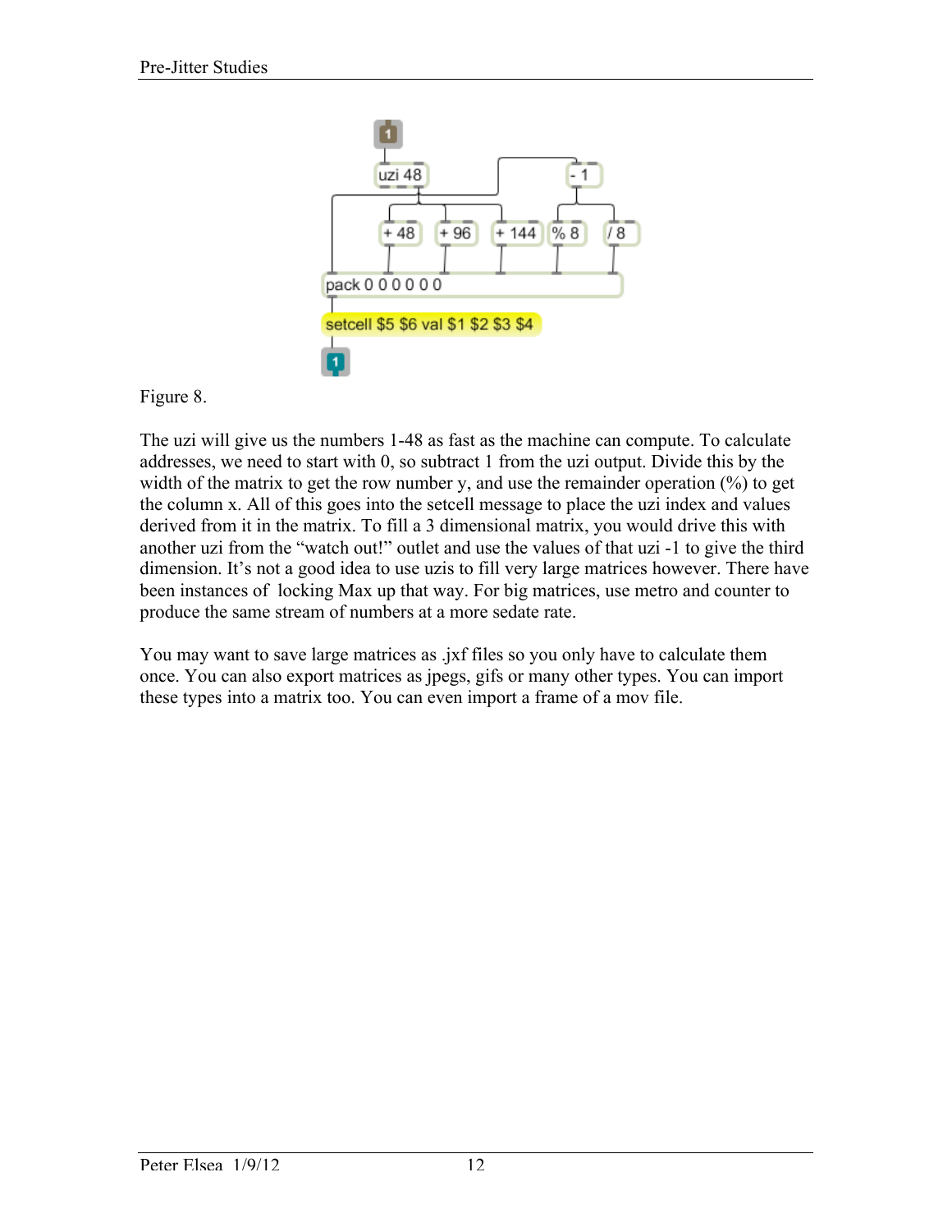Figure 8.

The uzi will give us the numbers 1-48 as fast as the machine can compute. To calculate addresses, we need to start with 0, so subtract 1 from the uzi output. Divide this by the width of the matrix to get the row number y, and use the remainder operation (%) to get the column x. All of this goes into the setcell message to place the uzi index and values derived from it in the matrix. To fill a 3 dimensional matrix, you would drive this with another uzi from the "watch out!" outlet and use the values of that uzi -1 to give the third dimension. It's not a good idea to use uzis to fill very large matrices however. There have been instances of locking Max up that way. For big matrices, use metro and counter to produce the same stream of numbers at a more sedate rate.

You may want to save large matrices as .jxf files so you only have to calculate them once. You can also export matrices as jpegs, gifs or many other types. You can import these types into a matrix too. You can even import a frame of a mov file.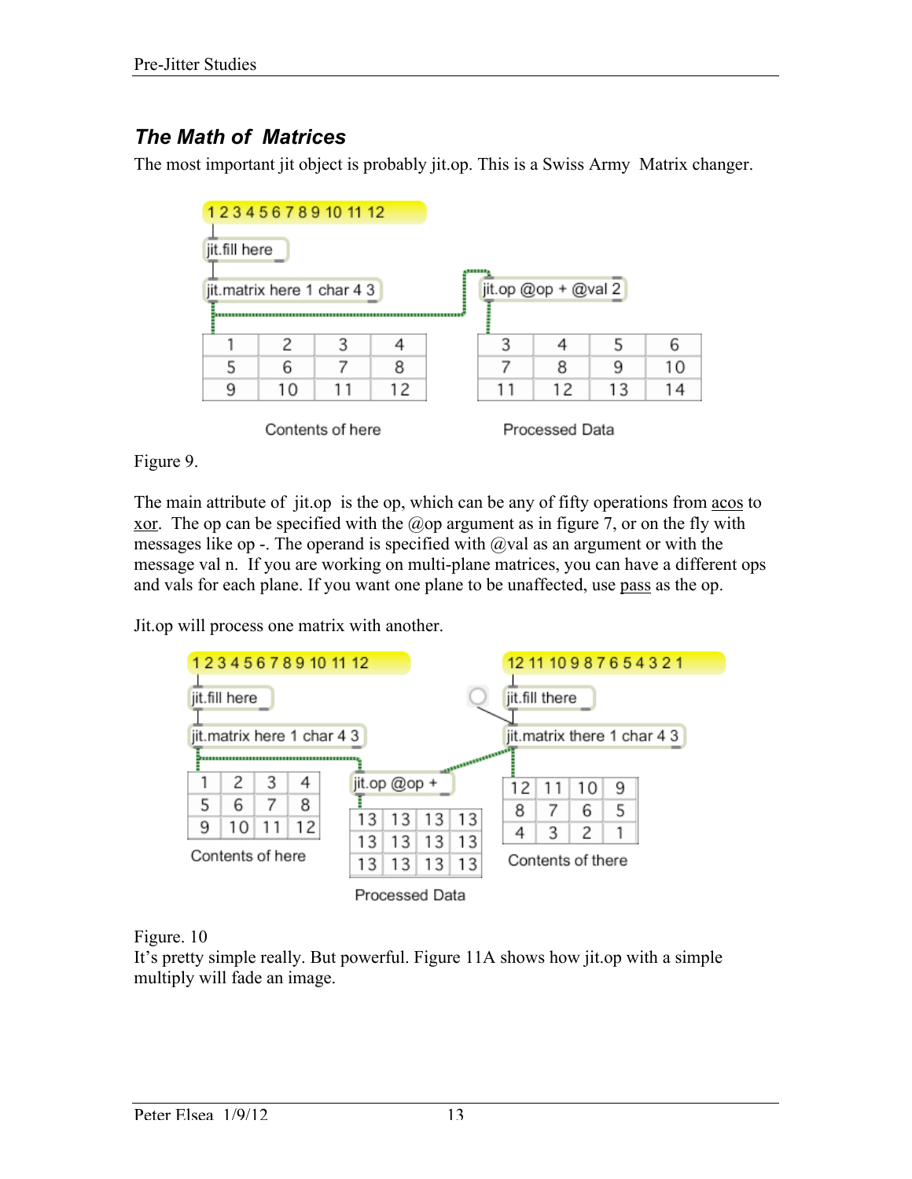## *The Math of Matrices*

The most important jit object is probably jit.op. This is a Swiss Army Matrix changer.

Figure 9.

The main attribute of jit.op is the op, which can be any of fifty operations from acos to xor. The op can be specified with the @op argument as in figure 7, or on the fly with messages like op -. The operand is specified with @val as an argument or with the message val n. If you are working on multi-plane matrices, you can have a different ops and vals for each plane. If you want one plane to be unaffected, use pass as the op.

Jit.op will process one matrix with another.

Figure. 10

It's pretty simple really. But powerful. Figure 11A shows how jit.op with a simple multiply will fade an image.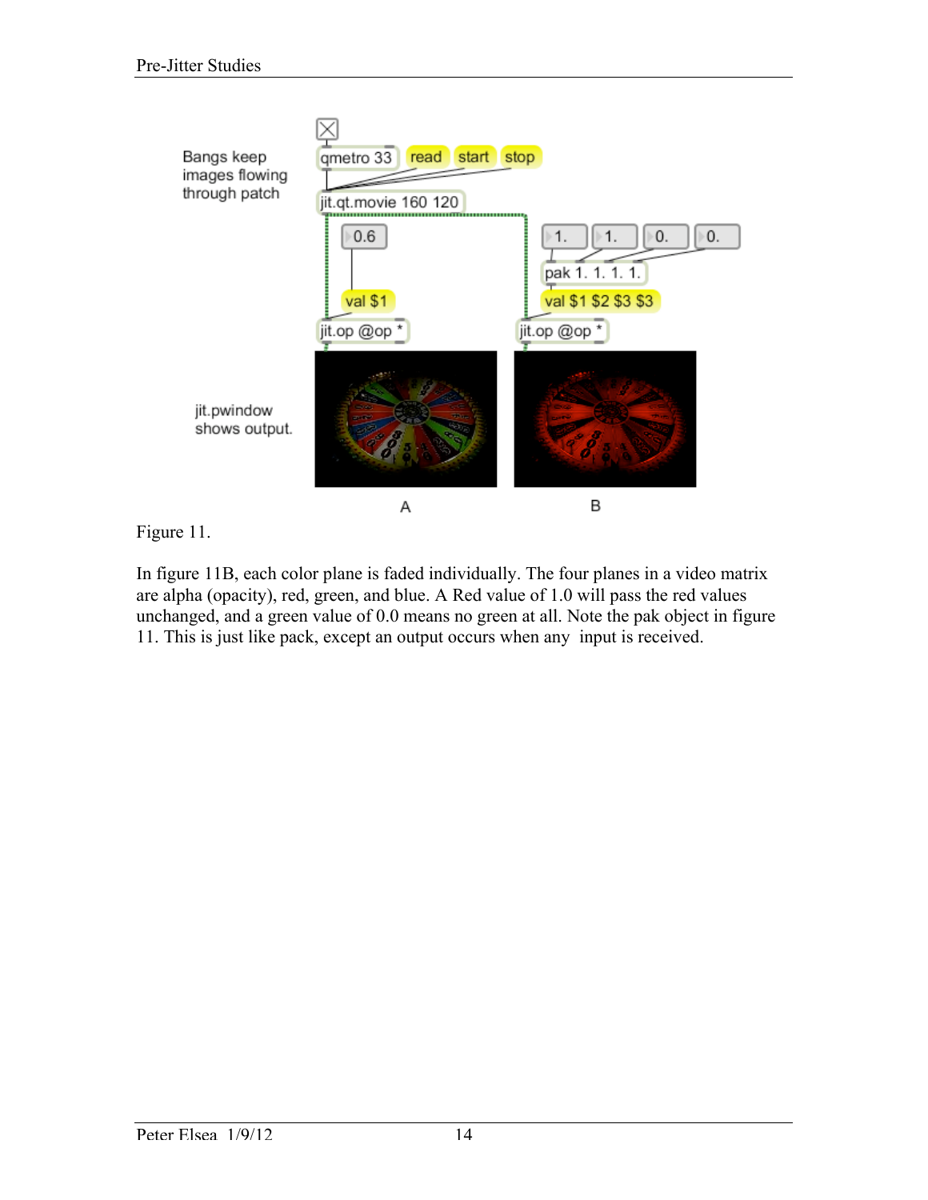Figure 11.

In figure 11B, each color plane is faded individually. The four planes in a video matrix are alpha (opacity), red, green, and blue. A Red value of 1.0 will pass the red values unchanged, and a green value of 0.0 means no green at all. Note the pak object in figure 11. This is just like pack, except an output occurs when any input is received.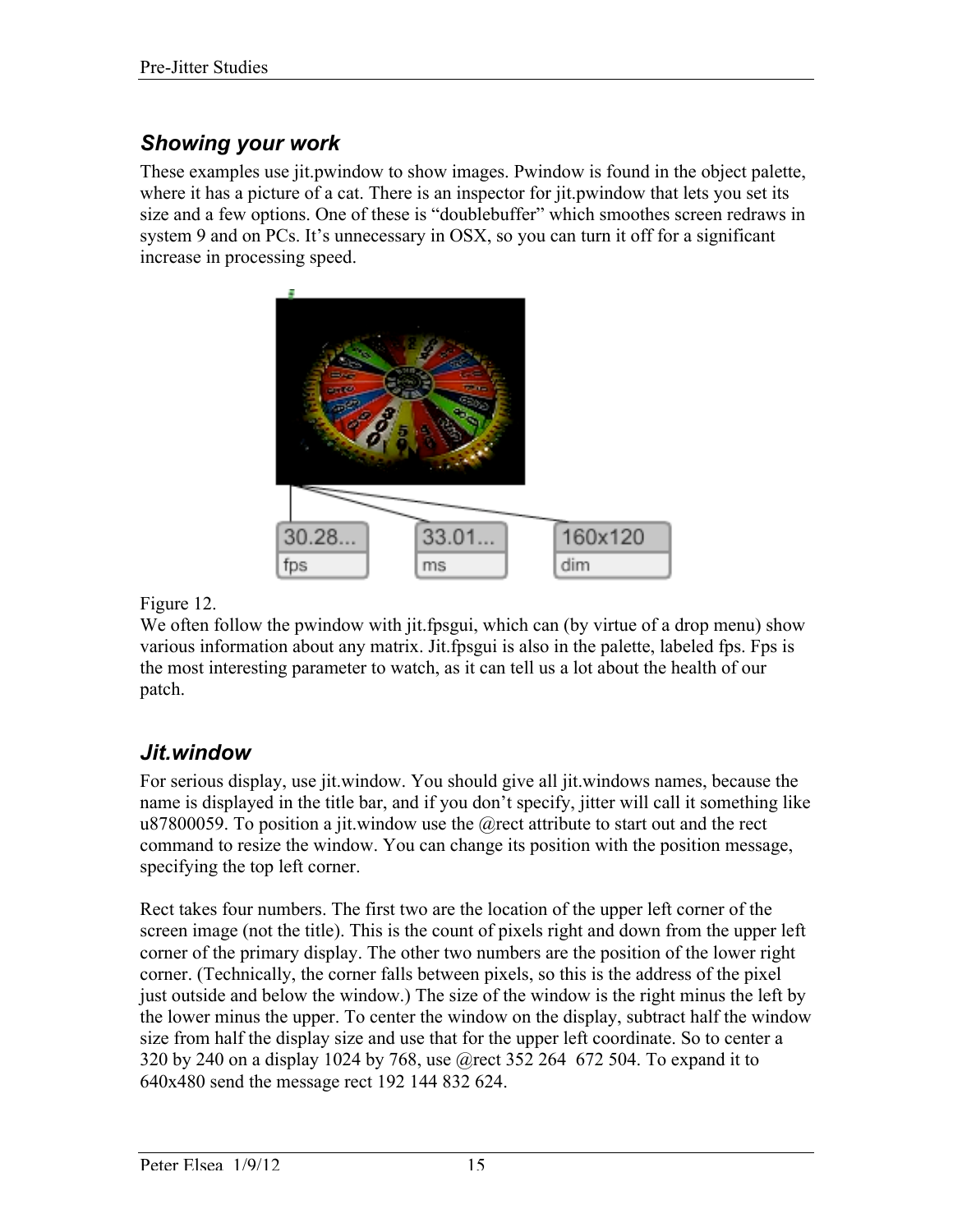### *Showing your work*

These examples use jit.pwindow to show images. Pwindow is found in the object palette, where it has a picture of a cat. There is an inspector for jit.pwindow that lets you set its size and a few options. One of these is “doublebuffer” which smoothes screen redraws in system 9 and on PCs. It’s unnecessary in OSX, so you can turn it off for a significant increase in processing speed.

Figure 12.

We often follow the pwindow with jit.fpsgui, which can (by virtue of a drop menu) show various information about any matrix. Jit.fpsgui is also in the palette, labeled fps. Fps is the most interesting parameter to watch, as it can tell us a lot about the health of our patch.

### *Jit.window*

For serious display, use jit.window. You should give all jit.windows names, because the name is displayed in the title bar, and if you don’t specify, jitter will call it something like u87800059. To position a jit.window use the @rect attribute to start out and the rect command to resize the window. You can change its position with the position message, specifying the top left corner.

Rect takes four numbers. The first two are the location of the upper left corner of the screen image (not the title). This is the count of pixels right and down from the upper left corner of the primary display. The other two numbers are the position of the lower right corner. (Technically, the corner falls between pixels, so this is the address of the pixel just outside and below the window.) The size of the window is the right minus the left by the lower minus the upper. To center the window on the display, subtract half the window size from half the display size and use that for the upper left coordinate. So to center a 320 by 240 on a display 1024 by 768, use @rect 352 264 672 504. To expand it to 640x480 send the message rect 192 144 832 624.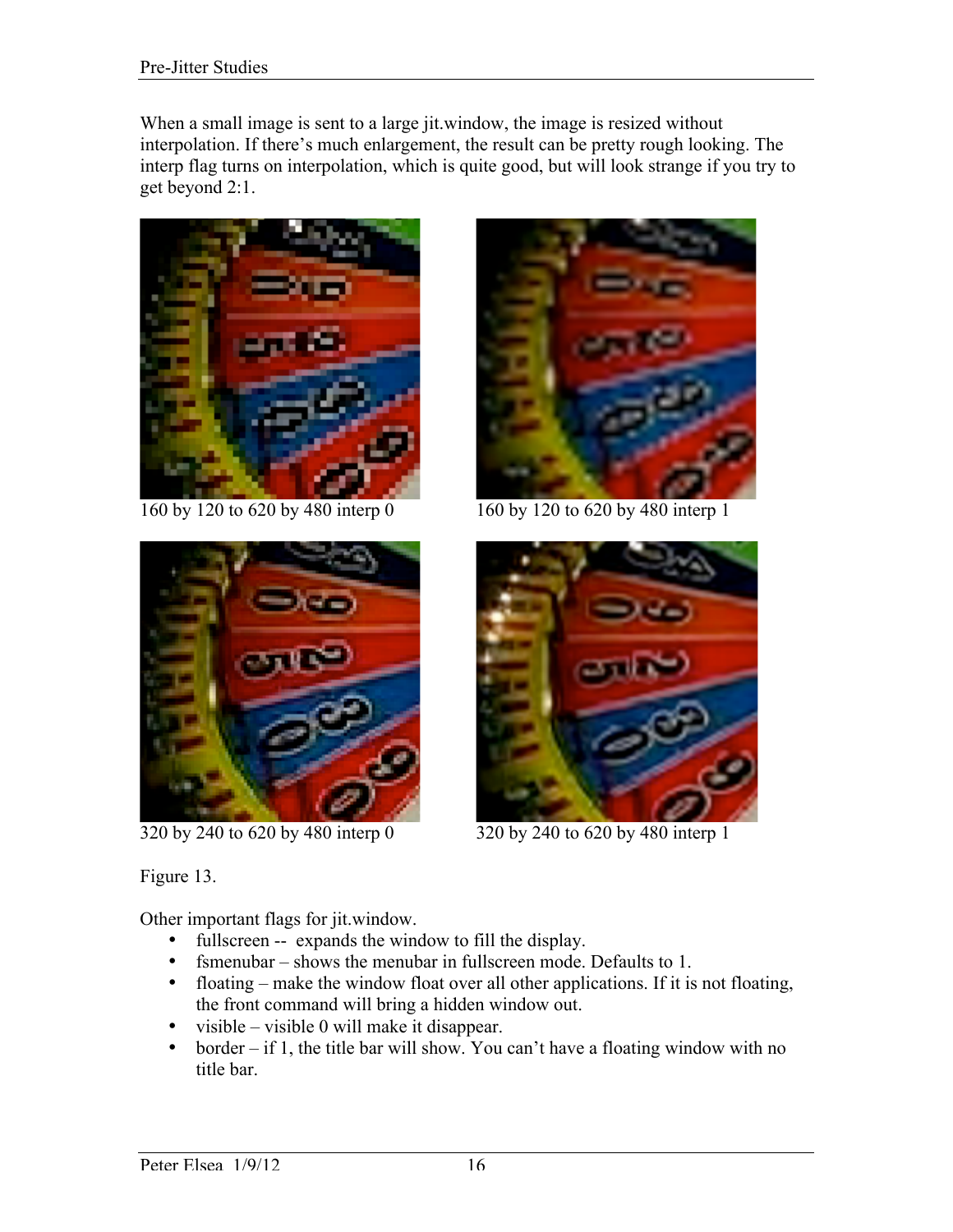When a small image is sent to a large jit.window, the image is resized without interpolation. If there's much enlargement, the result can be pretty rough looking. The interp flag turns on interpolation, which is quite good, but will look strange if you try to get beyond 2:1.

160 by 120 to 620 by 480 interp 0

160 by 120 to 620 by 480 interp 1

320 by 240 to 620 by 480 interp 0

320 by 240 to 620 by 480 interp 1

Figure 13.

Other important flags for jit.window.

- fullscreen -- expands the window to fill the display.
- fsmenubar – shows the menubar in fullscreen mode. Defaults to 1.
- floating – make the window float over all other applications. If it is not floating, the front command will bring a hidden window out.
- visible – visible 0 will make it disappear.
- border – if 1, the title bar will show. You can't have a floating window with no title bar.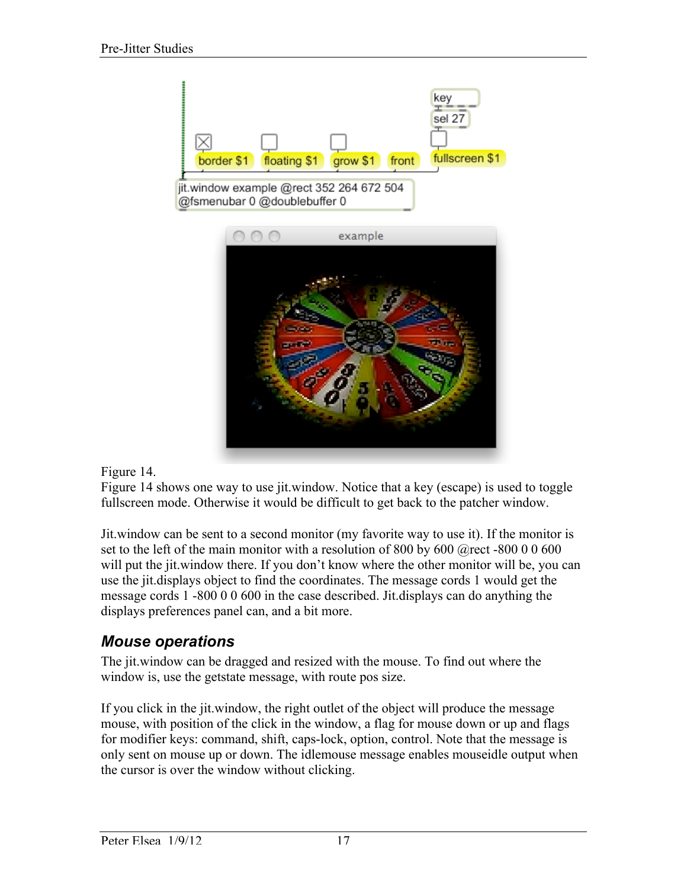Figure 14.

Figure 14 shows one way to use jit.window. Notice that a key (escape) is used to toggle fullscreen mode. Otherwise it would be difficult to get back to the patcher window.

Jit.window can be sent to a second monitor (my favorite way to use it). If the monitor is set to the left of the main monitor with a resolution of 800 by 600 @rect -800 0 0 600 will put the jit.window there. If you don't know where the other monitor will be, you can use the jit.displays object to find the coordinates. The message cords 1 would get the message cords 1 -800 0 0 600 in the case described. Jit.displays can do anything the displays preferences panel can, and a bit more.

## *Mouse operations*

The jit.window can be dragged and resized with the mouse. To find out where the window is, use the getstate message, with route pos size.

If you click in the jit.window, the right outlet of the object will produce the message mouse, with position of the click in the window, a flag for mouse down or up and flags for modifier keys: command, shift, caps-lock, option, control. Note that the message is only sent on mouse up or down. The idlemouse message enables mouseidle output when the cursor is over the window without clicking.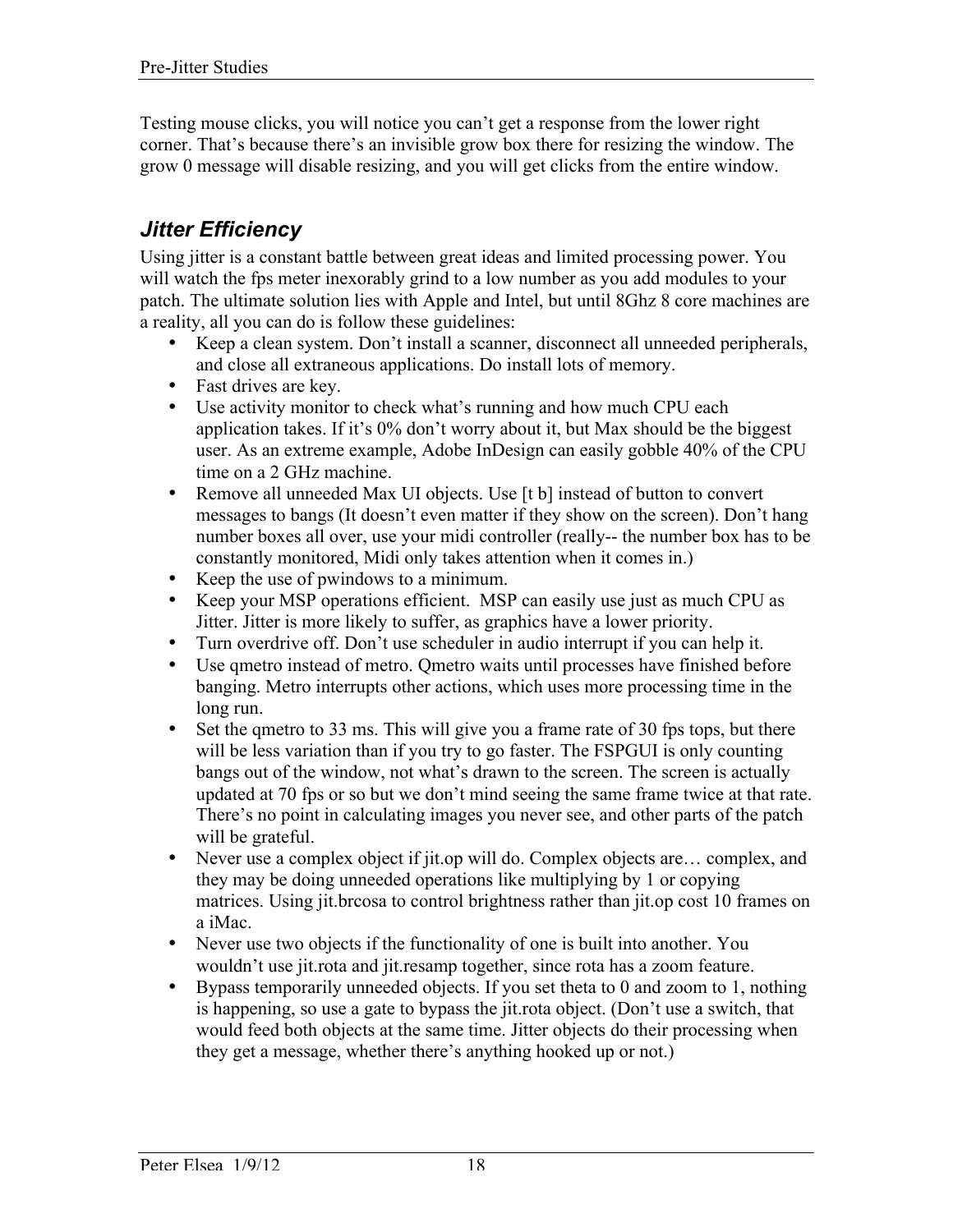Testing mouse clicks, you will notice you can't get a response from the lower right corner. That's because there's an invisible grow box there for resizing the window. The grow 0 message will disable resizing, and you will get clicks from the entire window.

## *Jitter Efficiency*

Using jitter is a constant battle between great ideas and limited processing power. You will watch the fps meter inexorably grind to a low number as you add modules to your patch. The ultimate solution lies with Apple and Intel, but until 8Ghz 8 core machines are a reality, all you can do is follow these guidelines:

- Keep a clean system. Don't install a scanner, disconnect all unneeded peripherals, and close all extraneous applications. Do install lots of memory.
- Fast drives are key.
- Use activity monitor to check what's running and how much CPU each application takes. If it's 0% don't worry about it, but Max should be the biggest user. As an extreme example, Adobe InDesign can easily gobble 40% of the CPU time on a 2 GHz machine.
- Remove all unneeded Max UI objects. Use [t b] instead of button to convert messages to bangs (It doesn't even matter if they show on the screen). Don't hang number boxes all over, use your midi controller (really-- the number box has to be constantly monitored, Midi only takes attention when it comes in.)
- Keep the use of pwindows to a minimum.
- Keep your MSP operations efficient. MSP can easily use just as much CPU as Jitter. Jitter is more likely to suffer, as graphics have a lower priority.
- Turn overdrive off. Don't use scheduler in audio interrupt if you can help it.
- Use qmetro instead of metro. Qmetro waits until processes have finished before banging. Metro interrupts other actions, which uses more processing time in the long run.
- Set the qmetro to 33 ms. This will give you a frame rate of 30 fps tops, but there will be less variation than if you try to go faster. The FSPGUI is only counting bangs out of the window, not what's drawn to the screen. The screen is actually updated at 70 fps or so but we don't mind seeing the same frame twice at that rate. There's no point in calculating images you never see, and other parts of the patch will be grateful.
- Never use a complex object if jit.op will do. Complex objects are… complex, and they may be doing unneeded operations like multiplying by 1 or copying matrices. Using jit.brcosa to control brightness rather than jit.op cost 10 frames on a iMac.
- Never use two objects if the functionality of one is built into another. You wouldn't use jit.rota and jit.resamp together, since rota has a zoom feature.
- Bypass temporarily unneeded objects. If you set theta to 0 and zoom to 1, nothing is happening, so use a gate to bypass the jit.rota object. (Don't use a switch, that would feed both objects at the same time. Jitter objects do their processing when they get a message, whether there's anything hooked up or not.)